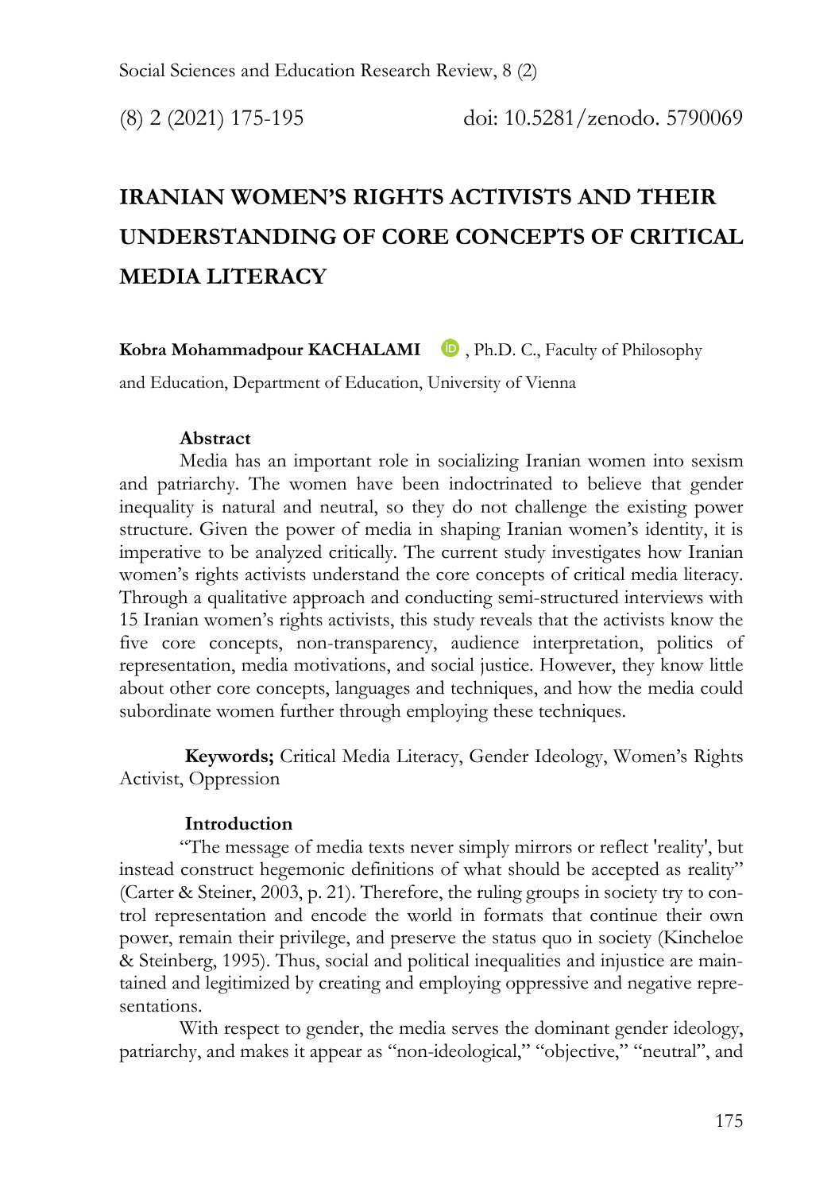# IRANIAN WOMEN'S RIGHTS ACTIVISTS AND THEIR UNDERSTANDING OF CORE CONCEPTS OF CRITICAL MEDIA LITERACY

**Kobra Mohammadpour KACHALAMI**, Ph.D. C., Faculty of Philosophy and Education, Department of Education, University of Vienna

**Abstract**

Media has an important role in socializing Iranian women into sexism and patriarchy. The women have been indoctrinated to believe that gender inequality is natural and neutral, so they do not challenge the existing power structure. Given the power of media in shaping Iranian women's identity, it is imperative to be analyzed critically. The current study investigates how Iranian women's rights activists understand the core concepts of critical media literacy. Through a qualitative approach and conducting semi-structured interviews with 15 Iranian women's rights activists, this study reveals that the activists know the five core concepts, non-transparency, audience interpretation, politics of representation, media motivations, and social justice. However, they know little about other core concepts, languages and techniques, and how the media could subordinate women further through employing these techniques.

**Keywords;** Critical Media Literacy, Gender Ideology, Women's Rights Activist, Oppression

## Introduction

"The message of media texts never simply mirrors or reflect 'reality', but instead construct hegemonic definitions of what should be accepted as reality" (Carter & Steiner, 2003, p. 21). Therefore, the ruling groups in society try to control representation and encode the world in formats that continue their own power, remain their privilege, and preserve the status quo in society (Kincheloe & Steinberg, 1995). Thus, social and political inequalities and injustice are maintained and legitimized by creating and employing oppressive and negative representations.

With respect to gender, the media serves the dominant gender ideology, patriarchy, and makes it appear as "non-ideological," "objective," "neutral", and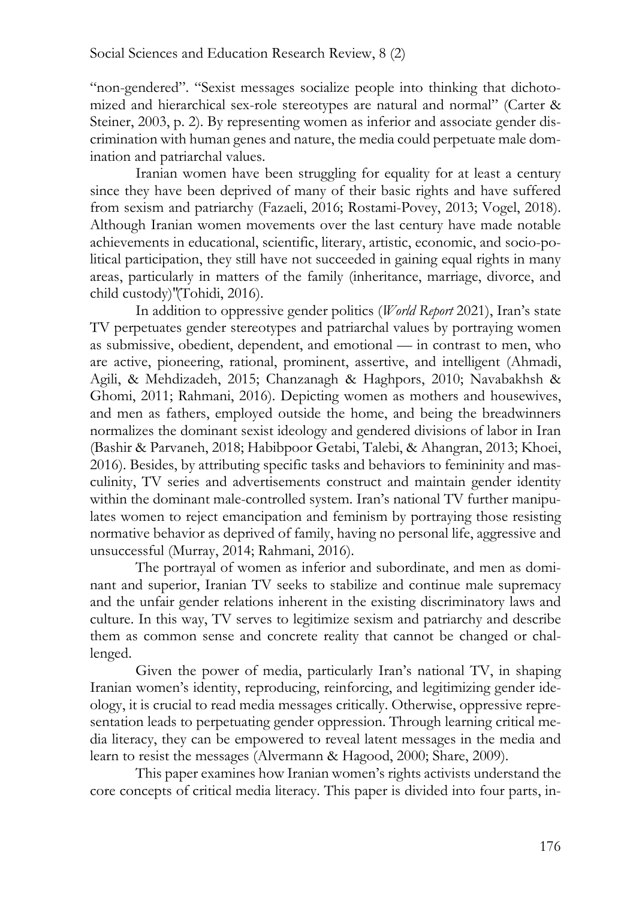"non-gendered". "Sexist messages socialize people into thinking that dichotomized and hierarchical sex-role stereotypes are natural and normal" (Carter & Steiner, 2003, p. 2). By representing women as inferior and associate gender discrimination with human genes and nature, the media could perpetuate male domination and patriarchal values.

Iranian women have been struggling for equality for at least a century since they have been deprived of many of their basic rights and have suffered from sexism and patriarchy (Fazaeli, 2016; Rostami-Povey, 2013; Vogel, 2018). Although Iranian women movements over the last century have made notable achievements in educational, scientific, literary, artistic, economic, and socio-political participation, they still have not succeeded in gaining equal rights in many areas, particularly in matters of the family (inheritance, marriage, divorce, and child custody)"(Tohidi, 2016).

In addition to oppressive gender politics (*World Report* 2021), Iran's state TV perpetuates gender stereotypes and patriarchal values by portraying women as submissive, obedient, dependent, and emotional — in contrast to men, who are active, pioneering, rational, prominent, assertive, and intelligent (Ahmadi, Agili, & Mehdizadeh, 2015; Chanzanagh & Haghpors, 2010; Navabakhsh & Ghomi, 2011; Rahmani, 2016). Depicting women as mothers and housewives, and men as fathers, employed outside the home, and being the breadwinners normalizes the dominant sexist ideology and gendered divisions of labor in Iran (Bashir & Parvaneh, 2018; Habibpoor Getabi, Talebi, & Ahangran, 2013; Khoei, 2016). Besides, by attributing specific tasks and behaviors to femininity and masculinity, TV series and advertisements construct and maintain gender identity within the dominant male-controlled system. Iran's national TV further manipulates women to reject emancipation and feminism by portraying those resisting normative behavior as deprived of family, having no personal life, aggressive and unsuccessful (Murray, 2014; Rahmani, 2016).

The portrayal of women as inferior and subordinate, and men as dominant and superior, Iranian TV seeks to stabilize and continue male supremacy and the unfair gender relations inherent in the existing discriminatory laws and culture. In this way, TV serves to legitimize sexism and patriarchy and describe them as common sense and concrete reality that cannot be changed or challenged.

Given the power of media, particularly Iran's national TV, in shaping Iranian women's identity, reproducing, reinforcing, and legitimizing gender ideology, it is crucial to read media messages critically. Otherwise, oppressive representation leads to perpetuating gender oppression. Through learning critical media literacy, they can be empowered to reveal latent messages in the media and learn to resist the messages (Alvermann & Hagood, 2000; Share, 2009).

This paper examines how Iranian women's rights activists understand the core concepts of critical media literacy. This paper is divided into four parts, in-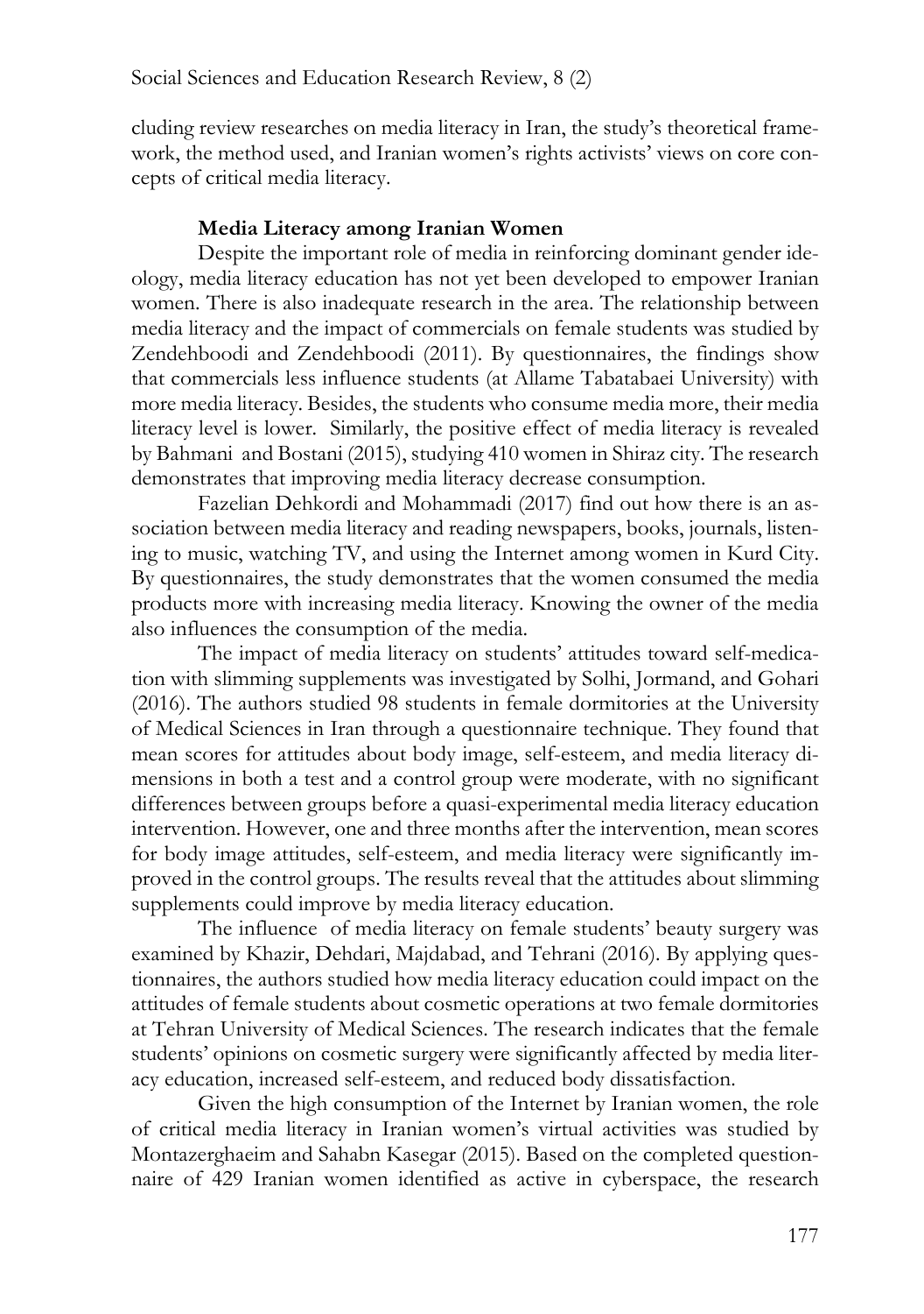cluding review researches on media literacy in Iran, the study's theoretical framework, the method used, and Iranian women's rights activists' views on core concepts of critical media literacy.

**Media Literacy among Iranian Women**

Despite the important role of media in reinforcing dominant gender ideology, media literacy education has not yet been developed to empower Iranian women. There is also inadequate research in the area. The relationship between media literacy and the impact of commercials on female students was studied by Zendehboodi and Zendehboodi (2011). By questionnaires, the findings show that commercials less influence students (at Allame Tabatabaei University) with more media literacy. Besides, the students who consume media more, their media literacy level is lower. Similarly, the positive effect of media literacy is revealed by Bahmani and Bostani (2015), studying 410 women in Shiraz city. The research demonstrates that improving media literacy decrease consumption.

Fazelian Dehkordi and Mohammadi (2017) find out how there is an association between media literacy and reading newspapers, books, journals, listening to music, watching TV, and using the Internet among women in Kurd City. By questionnaires, the study demonstrates that the women consumed the media products more with increasing media literacy. Knowing the owner of the media also influences the consumption of the media.

The impact of media literacy on students' attitudes toward self-medication with slimming supplements was investigated by Solhi, Jormand, and Gohari (2016). The authors studied 98 students in female dormitories at the University of Medical Sciences in Iran through a questionnaire technique. They found that mean scores for attitudes about body image, self-esteem, and media literacy dimensions in both a test and a control group were moderate, with no significant differences between groups before a quasi-experimental media literacy education intervention. However, one and three months after the intervention, mean scores for body image attitudes, self-esteem, and media literacy were significantly improved in the control groups. The results reveal that the attitudes about slimming supplements could improve by media literacy education.

The influence of media literacy on female students' beauty surgery was examined by Khazir, Dehdari, Majdabad, and Tehrani (2016). By applying questionnaires, the authors studied how media literacy education could impact on the attitudes of female students about cosmetic operations at two female dormitories at Tehran University of Medical Sciences. The research indicates that the female students' opinions on cosmetic surgery were significantly affected by media literacy education, increased self-esteem, and reduced body dissatisfaction.

Given the high consumption of the Internet by Iranian women, the role of critical media literacy in Iranian women's virtual activities was studied by Montazerghaeim and Sahabn Kasegar (2015). Based on the completed questionnaire of 429 Iranian women identified as active in cyberspace, the research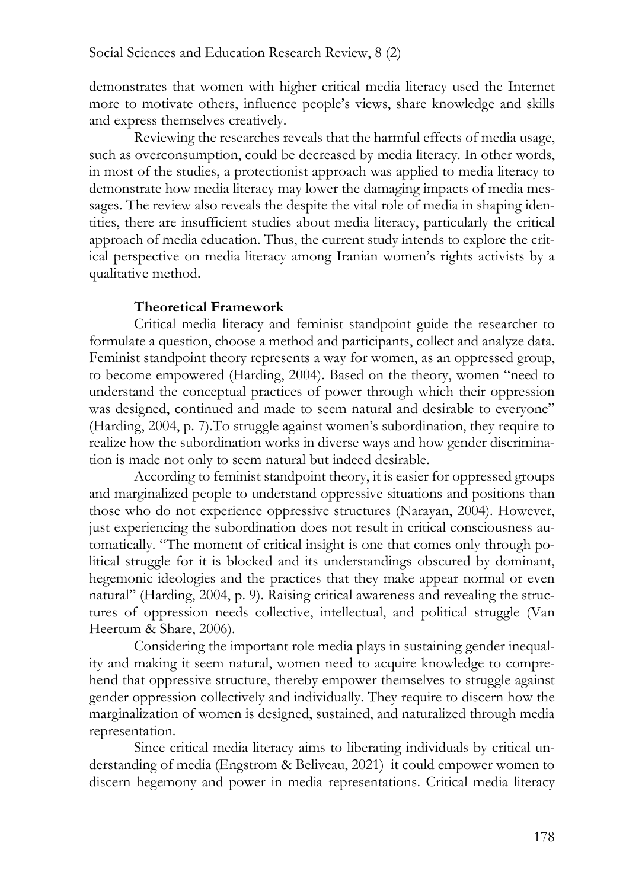demonstrates that women with higher critical media literacy used the Internet more to motivate others, influence people's views, share knowledge and skills and express themselves creatively.

Reviewing the researches reveals that the harmful effects of media usage, such as overconsumption, could be decreased by media literacy. In other words, in most of the studies, a protectionist approach was applied to media literacy to demonstrate how media literacy may lower the damaging impacts of media messages. The review also reveals the despite the vital role of media in shaping identities, there are insufficient studies about media literacy, particularly the critical approach of media education. Thus, the current study intends to explore the critical perspective on media literacy among Iranian women's rights activists by a qualitative method.

## Theoretical Framework

Critical media literacy and feminist standpoint guide the researcher to formulate a question, choose a method and participants, collect and analyze data. Feminist standpoint theory represents a way for women, as an oppressed group, to become empowered (Harding, 2004). Based on the theory, women "need to understand the conceptual practices of power through which their oppression was designed, continued and made to seem natural and desirable to everyone" (Harding, 2004, p. 7).To struggle against women's subordination, they require to realize how the subordination works in diverse ways and how gender discrimination is made not only to seem natural but indeed desirable.

According to feminist standpoint theory, it is easier for oppressed groups and marginalized people to understand oppressive situations and positions than those who do not experience oppressive structures (Narayan, 2004). However, just experiencing the subordination does not result in critical consciousness automatically. "The moment of critical insight is one that comes only through political struggle for it is blocked and its understandings obscured by dominant, hegemonic ideologies and the practices that they make appear normal or even natural" (Harding, 2004, p. 9). Raising critical awareness and revealing the structures of oppression needs collective, intellectual, and political struggle (Van Heertum & Share, 2006).

Considering the important role media plays in sustaining gender inequality and making it seem natural, women need to acquire knowledge to comprehend that oppressive structure, thereby empower themselves to struggle against gender oppression collectively and individually. They require to discern how the marginalization of women is designed, sustained, and naturalized through media representation.

Since critical media literacy aims to liberating individuals by critical understanding of media (Engstrom & Beliveau, 2021) it could empower women to discern hegemony and power in media representations. Critical media literacy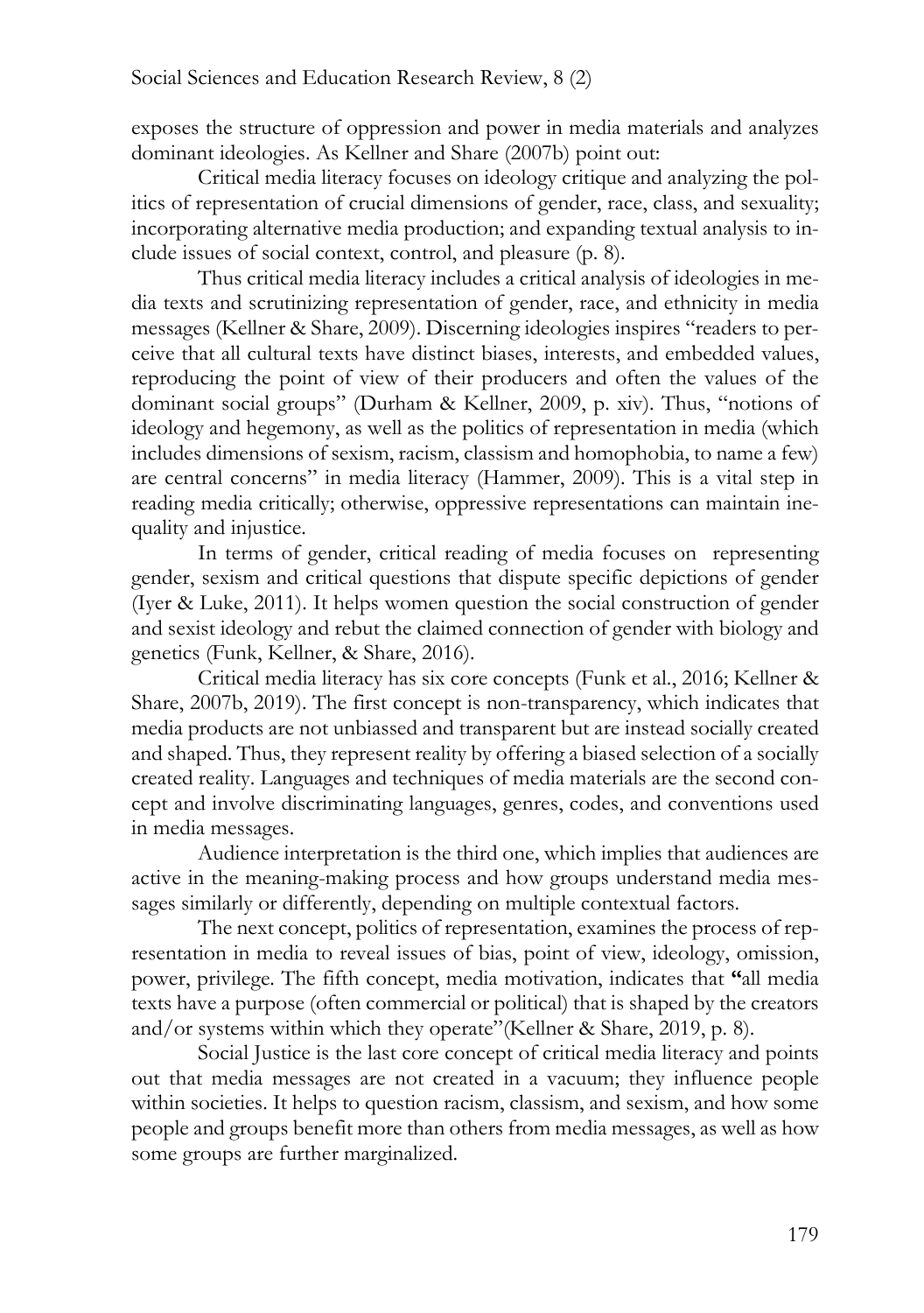exposes the structure of oppression and power in media materials and analyzes dominant ideologies. As Kellner and Share (2007b) point out:

Critical media literacy focuses on ideology critique and analyzing the politics of representation of crucial dimensions of gender, race, class, and sexuality; incorporating alternative media production; and expanding textual analysis to include issues of social context, control, and pleasure (p. 8).

Thus critical media literacy includes a critical analysis of ideologies in media texts and scrutinizing representation of gender, race, and ethnicity in media messages (Kellner & Share, 2009). Discerning ideologies inspires "readers to perceive that all cultural texts have distinct biases, interests, and embedded values, reproducing the point of view of their producers and often the values of the dominant social groups" (Durham & Kellner, 2009, p. xiv). Thus, "notions of ideology and hegemony, as well as the politics of representation in media (which includes dimensions of sexism, racism, classism and homophobia, to name a few) are central concerns" in media literacy (Hammer, 2009). This is a vital step in reading media critically; otherwise, oppressive representations can maintain inequality and injustice.

In terms of gender, critical reading of media focuses on representing gender, sexism and critical questions that dispute specific depictions of gender (Iyer & Luke, 2011). It helps women question the social construction of gender and sexist ideology and rebut the claimed connection of gender with biology and genetics (Funk, Kellner, & Share, 2016).

Critical media literacy has six core concepts (Funk et al., 2016; Kellner & Share, 2007b, 2019). The first concept is non-transparency, which indicates that media products are not unbiassed and transparent but are instead socially created and shaped. Thus, they represent reality by offering a biased selection of a socially created reality. Languages and techniques of media materials are the second concept and involve discriminating languages, genres, codes, and conventions used in media messages.

Audience interpretation is the third one, which implies that audiences are active in the meaning-making process and how groups understand media messages similarly or differently, depending on multiple contextual factors.

The next concept, politics of representation, examines the process of representation in media to reveal issues of bias, point of view, ideology, omission, power, privilege. The fifth concept, media motivation, indicates that **"**all media texts have a purpose (often commercial or political) that is shaped by the creators and/or systems within which they operate"(Kellner & Share, 2019, p. 8).

Social Justice is the last core concept of critical media literacy and points out that media messages are not created in a vacuum; they influence people within societies. It helps to question racism, classism, and sexism, and how some people and groups benefit more than others from media messages, as well as how some groups are further marginalized.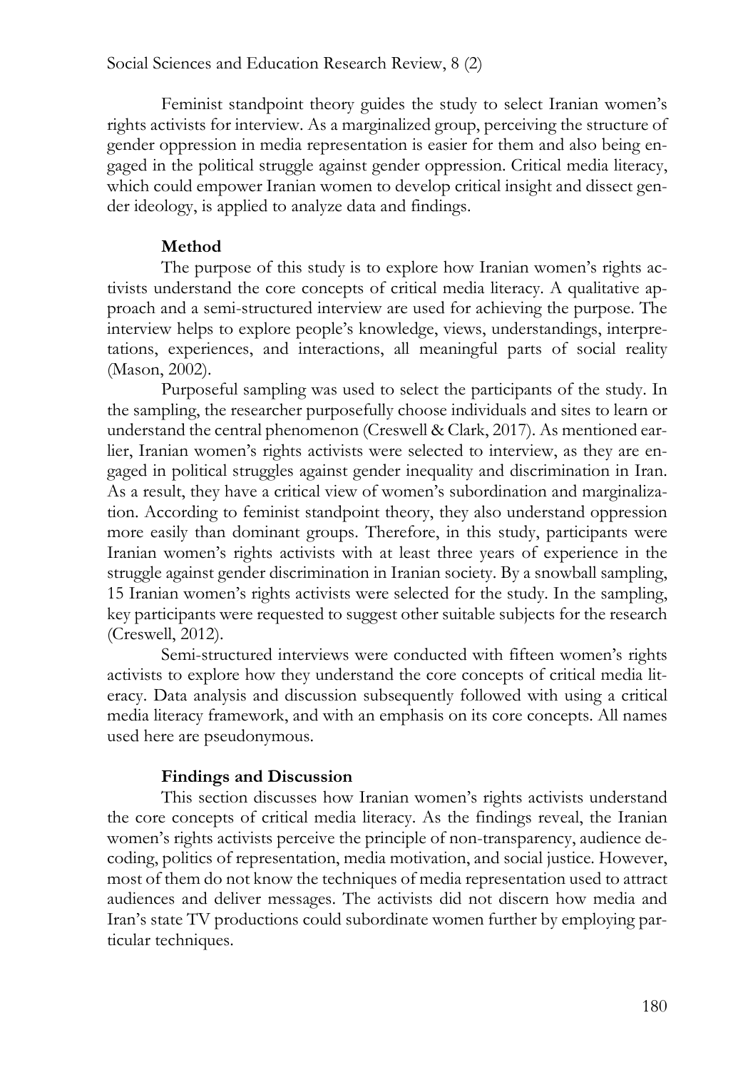Feminist standpoint theory guides the study to select Iranian women's rights activists for interview. As a marginalized group, perceiving the structure of gender oppression in media representation is easier for them and also being engaged in the political struggle against gender oppression. Critical media literacy, which could empower Iranian women to develop critical insight and dissect gender ideology, is applied to analyze data and findings.

## Method

The purpose of this study is to explore how Iranian women's rights activists understand the core concepts of critical media literacy. A qualitative approach and a semi-structured interview are used for achieving the purpose. The interview helps to explore people's knowledge, views, understandings, interpretations, experiences, and interactions, all meaningful parts of social reality (Mason, 2002).

Purposeful sampling was used to select the participants of the study. In the sampling, the researcher purposefully choose individuals and sites to learn or understand the central phenomenon (Creswell & Clark, 2017). As mentioned earlier, Iranian women's rights activists were selected to interview, as they are engaged in political struggles against gender inequality and discrimination in Iran. As a result, they have a critical view of women's subordination and marginalization. According to feminist standpoint theory, they also understand oppression more easily than dominant groups. Therefore, in this study, participants were Iranian women's rights activists with at least three years of experience in the struggle against gender discrimination in Iranian society. By a snowball sampling, 15 Iranian women's rights activists were selected for the study. In the sampling, key participants were requested to suggest other suitable subjects for the research (Creswell, 2012).

Semi-structured interviews were conducted with fifteen women's rights activists to explore how they understand the core concepts of critical media literacy. Data analysis and discussion subsequently followed with using a critical media literacy framework, and with an emphasis on its core concepts. All names used here are pseudonymous.

## Findings and Discussion

This section discusses how Iranian women's rights activists understand the core concepts of critical media literacy. As the findings reveal, the Iranian women's rights activists perceive the principle of non-transparency, audience decoding, politics of representation, media motivation, and social justice. However, most of them do not know the techniques of media representation used to attract audiences and deliver messages. The activists did not discern how media and Iran's state TV productions could subordinate women further by employing particular techniques.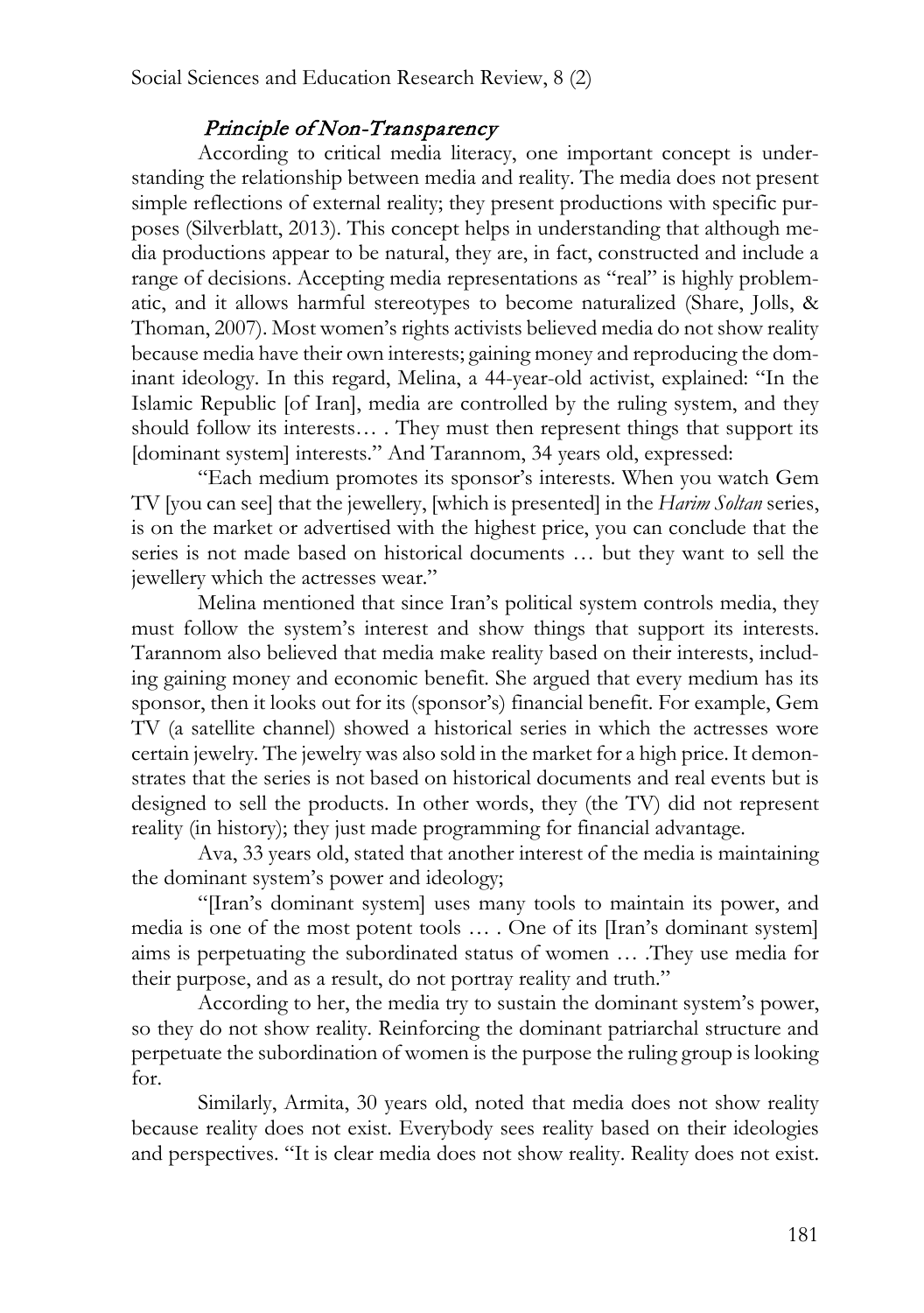### *Principle of Non-Transparency*

According to critical media literacy, one important concept is understanding the relationship between media and reality. The media does not present simple reflections of external reality; they present productions with specific purposes (Silverblatt, 2013). This concept helps in understanding that although media productions appear to be natural, they are, in fact, constructed and include a range of decisions. Accepting media representations as "real" is highly problematic, and it allows harmful stereotypes to become naturalized (Share, Jolls, & Thoman, 2007). Most women's rights activists believed media do not show reality because media have their own interests; gaining money and reproducing the dominant ideology. In this regard, Melina, a 44-year-old activist, explained: "In the Islamic Republic [of Iran], media are controlled by the ruling system, and they should follow its interests… . They must then represent things that support its [dominant system] interests." And Tarannom, 34 years old, expressed:

"Each medium promotes its sponsor's interests. When you watch Gem TV [you can see] that the jewellery, [which is presented] in the *Harim Soltan* series, is on the market or advertised with the highest price, you can conclude that the series is not made based on historical documents … but they want to sell the jewellery which the actresses wear."

Melina mentioned that since Iran's political system controls media, they must follow the system's interest and show things that support its interests. Tarannom also believed that media make reality based on their interests, including gaining money and economic benefit. She argued that every medium has its sponsor, then it looks out for its (sponsor's) financial benefit. For example, Gem TV (a satellite channel) showed a historical series in which the actresses wore certain jewelry. The jewelry was also sold in the market for a high price. It demonstrates that the series is not based on historical documents and real events but is designed to sell the products. In other words, they (the TV) did not represent reality (in history); they just made programming for financial advantage.

Ava, 33 years old, stated that another interest of the media is maintaining the dominant system's power and ideology;

"[Iran's dominant system] uses many tools to maintain its power, and media is one of the most potent tools … . One of its [Iran's dominant system] aims is perpetuating the subordinated status of women … .They use media for their purpose, and as a result, do not portray reality and truth."

According to her, the media try to sustain the dominant system's power, so they do not show reality. Reinforcing the dominant patriarchal structure and perpetuate the subordination of women is the purpose the ruling group is looking for.

Similarly, Armita, 30 years old, noted that media does not show reality because reality does not exist. Everybody sees reality based on their ideologies and perspectives. "It is clear media does not show reality. Reality does not exist.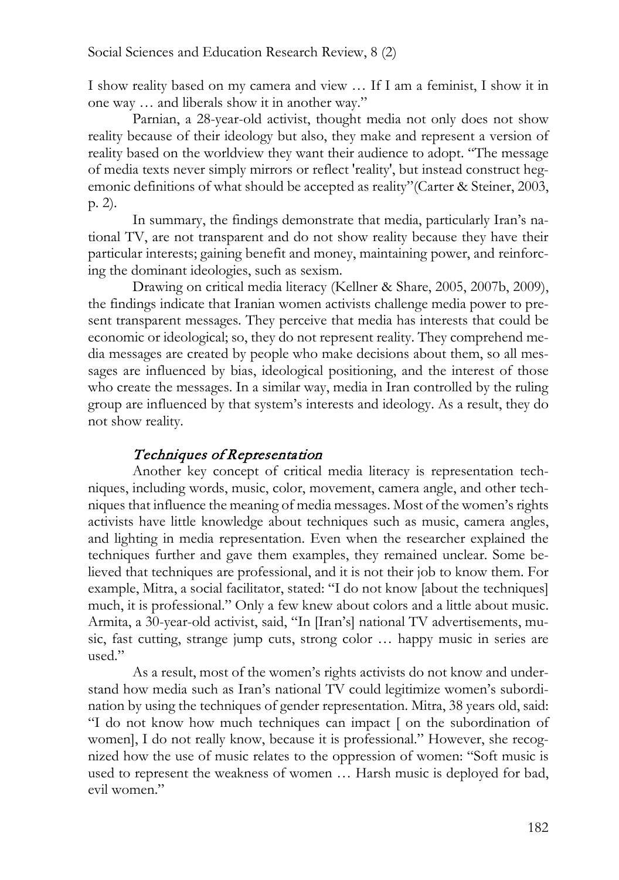I show reality based on my camera and view … If I am a feminist, I show it in one way … and liberals show it in another way."

Parnian, a 28-year-old activist, thought media not only does not show reality because of their ideology but also, they make and represent a version of reality based on the worldview they want their audience to adopt. "The message of media texts never simply mirrors or reflect 'reality', but instead construct hegemonic definitions of what should be accepted as reality"(Carter & Steiner, 2003, p. 2).

In summary, the findings demonstrate that media, particularly Iran's national TV, are not transparent and do not show reality because they have their particular interests; gaining benefit and money, maintaining power, and reinforcing the dominant ideologies, such as sexism.

Drawing on critical media literacy (Kellner & Share, 2005, 2007b, 2009), the findings indicate that Iranian women activists challenge media power to present transparent messages. They perceive that media has interests that could be economic or ideological; so, they do not represent reality. They comprehend media messages are created by people who make decisions about them, so all messages are influenced by bias, ideological positioning, and the interest of those who create the messages. In a similar way, media in Iran controlled by the ruling group are influenced by that system's interests and ideology. As a result, they do not show reality.

### *Techniques of Representation*

Another key concept of critical media literacy is representation techniques, including words, music, color, movement, camera angle, and other techniques that influence the meaning of media messages. Most of the women's rights activists have little knowledge about techniques such as music, camera angles, and lighting in media representation. Even when the researcher explained the techniques further and gave them examples, they remained unclear. Some believed that techniques are professional, and it is not their job to know them. For example, Mitra, a social facilitator, stated: "I do not know [about the techniques] much, it is professional." Only a few knew about colors and a little about music. Armita, a 30-year-old activist, said, "In [Iran's] national TV advertisements, music, fast cutting, strange jump cuts, strong color … happy music in series are used."

As a result, most of the women's rights activists do not know and understand how media such as Iran's national TV could legitimize women's subordination by using the techniques of gender representation. Mitra, 38 years old, said: "I do not know how much techniques can impact [ on the subordination of women], I do not really know, because it is professional." However, she recognized how the use of music relates to the oppression of women: "Soft music is used to represent the weakness of women … Harsh music is deployed for bad, evil women."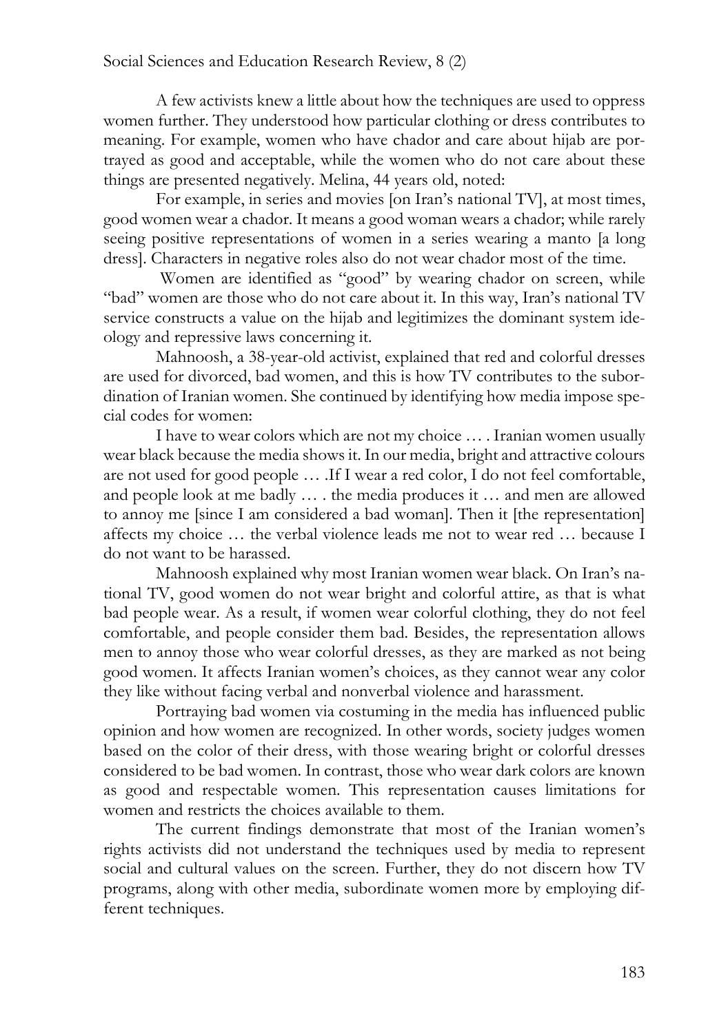A few activists knew a little about how the techniques are used to oppress women further. They understood how particular clothing or dress contributes to meaning. For example, women who have chador and care about hijab are portrayed as good and acceptable, while the women who do not care about these things are presented negatively. Melina, 44 years old, noted:

For example, in series and movies [on Iran's national TV], at most times, good women wear a chador. It means a good woman wears a chador; while rarely seeing positive representations of women in a series wearing a manto [a long dress]. Characters in negative roles also do not wear chador most of the time.

Women are identified as "good" by wearing chador on screen, while "bad" women are those who do not care about it. In this way, Iran's national TV service constructs a value on the hijab and legitimizes the dominant system ideology and repressive laws concerning it.

Mahnoosh, a 38-year-old activist, explained that red and colorful dresses are used for divorced, bad women, and this is how TV contributes to the subordination of Iranian women. She continued by identifying how media impose special codes for women:

I have to wear colors which are not my choice … . Iranian women usually wear black because the media shows it. In our media, bright and attractive colours are not used for good people … .If I wear a red color, I do not feel comfortable, and people look at me badly … . the media produces it … and men are allowed to annoy me [since I am considered a bad woman]. Then it [the representation] affects my choice … the verbal violence leads me not to wear red … because I do not want to be harassed.

Mahnoosh explained why most Iranian women wear black. On Iran's national TV, good women do not wear bright and colorful attire, as that is what bad people wear. As a result, if women wear colorful clothing, they do not feel comfortable, and people consider them bad. Besides, the representation allows men to annoy those who wear colorful dresses, as they are marked as not being good women. It affects Iranian women's choices, as they cannot wear any color they like without facing verbal and nonverbal violence and harassment.

Portraying bad women via costuming in the media has influenced public opinion and how women are recognized. In other words, society judges women based on the color of their dress, with those wearing bright or colorful dresses considered to be bad women. In contrast, those who wear dark colors are known as good and respectable women. This representation causes limitations for women and restricts the choices available to them.

The current findings demonstrate that most of the Iranian women's rights activists did not understand the techniques used by media to represent social and cultural values on the screen. Further, they do not discern how TV programs, along with other media, subordinate women more by employing different techniques.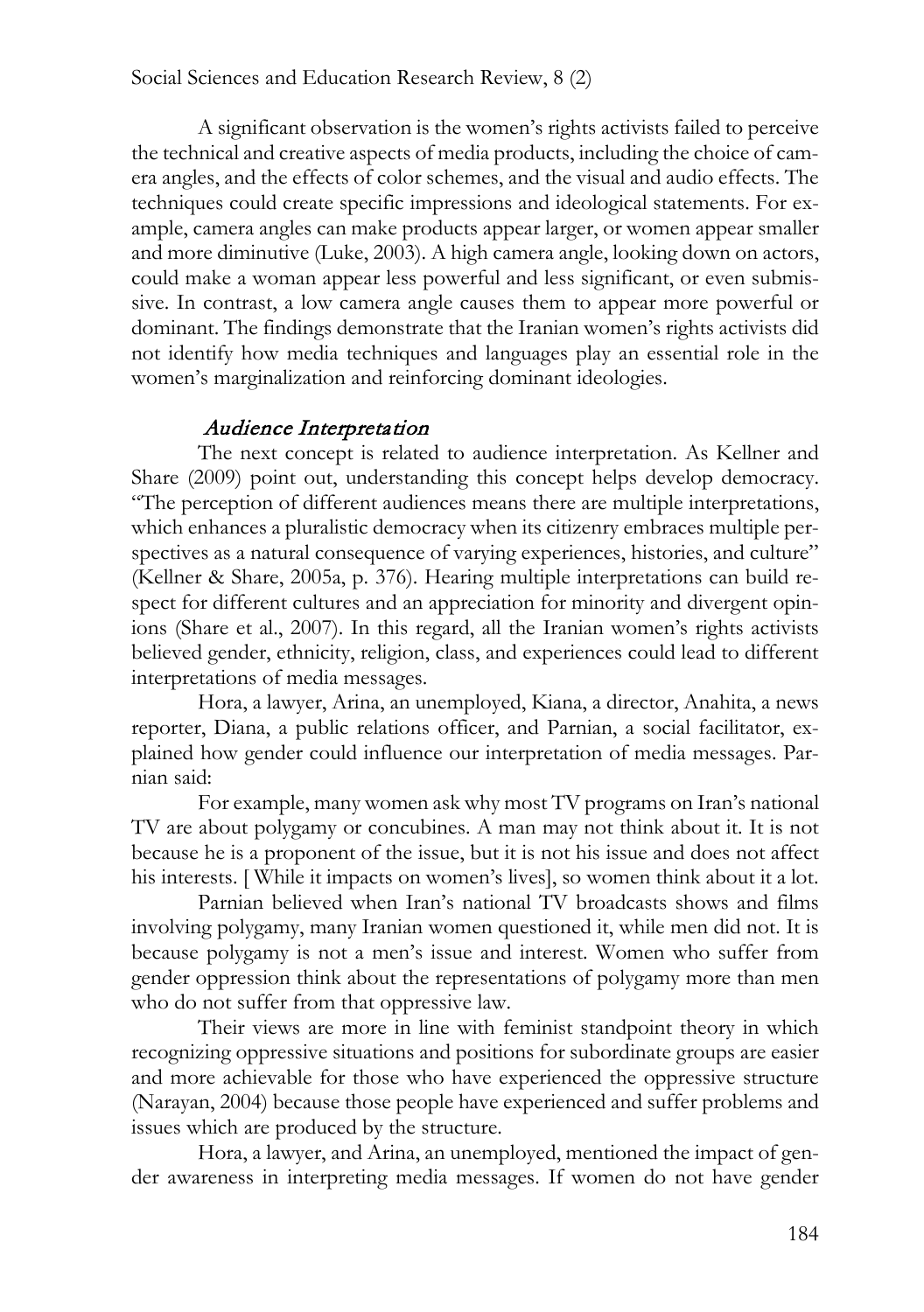A significant observation is the women's rights activists failed to perceive the technical and creative aspects of media products, including the choice of camera angles, and the effects of color schemes, and the visual and audio effects. The techniques could create specific impressions and ideological statements. For example, camera angles can make products appear larger, or women appear smaller and more diminutive (Luke, 2003). A high camera angle, looking down on actors, could make a woman appear less powerful and less significant, or even submissive. In contrast, a low camera angle causes them to appear more powerful or dominant. The findings demonstrate that the Iranian women's rights activists did not identify how media techniques and languages play an essential role in the women's marginalization and reinforcing dominant ideologies.

### *Audience Interpretation*

The next concept is related to audience interpretation. As Kellner and Share (2009) point out, understanding this concept helps develop democracy. "The perception of different audiences means there are multiple interpretations, which enhances a pluralistic democracy when its citizenry embraces multiple perspectives as a natural consequence of varying experiences, histories, and culture" (Kellner & Share, 2005a, p. 376). Hearing multiple interpretations can build respect for different cultures and an appreciation for minority and divergent opinions (Share et al., 2007). In this regard, all the Iranian women's rights activists believed gender, ethnicity, religion, class, and experiences could lead to different interpretations of media messages.

Hora, a lawyer, Arina, an unemployed, Kiana, a director, Anahita, a news reporter, Diana, a public relations officer, and Parnian, a social facilitator, explained how gender could influence our interpretation of media messages. Parnian said:

For example, many women ask why most TV programs on Iran's national TV are about polygamy or concubines. A man may not think about it. It is not because he is a proponent of the issue, but it is not his issue and does not affect his interests. [While it impacts on women's lives], so women think about it a lot.

Parnian believed when Iran's national TV broadcasts shows and films involving polygamy, many Iranian women questioned it, while men did not. It is because polygamy is not a men's issue and interest. Women who suffer from gender oppression think about the representations of polygamy more than men who do not suffer from that oppressive law.

Their views are more in line with feminist standpoint theory in which recognizing oppressive situations and positions for subordinate groups are easier and more achievable for those who have experienced the oppressive structure (Narayan, 2004) because those people have experienced and suffer problems and issues which are produced by the structure.

Hora, a lawyer, and Arina, an unemployed, mentioned the impact of gender awareness in interpreting media messages. If women do not have gender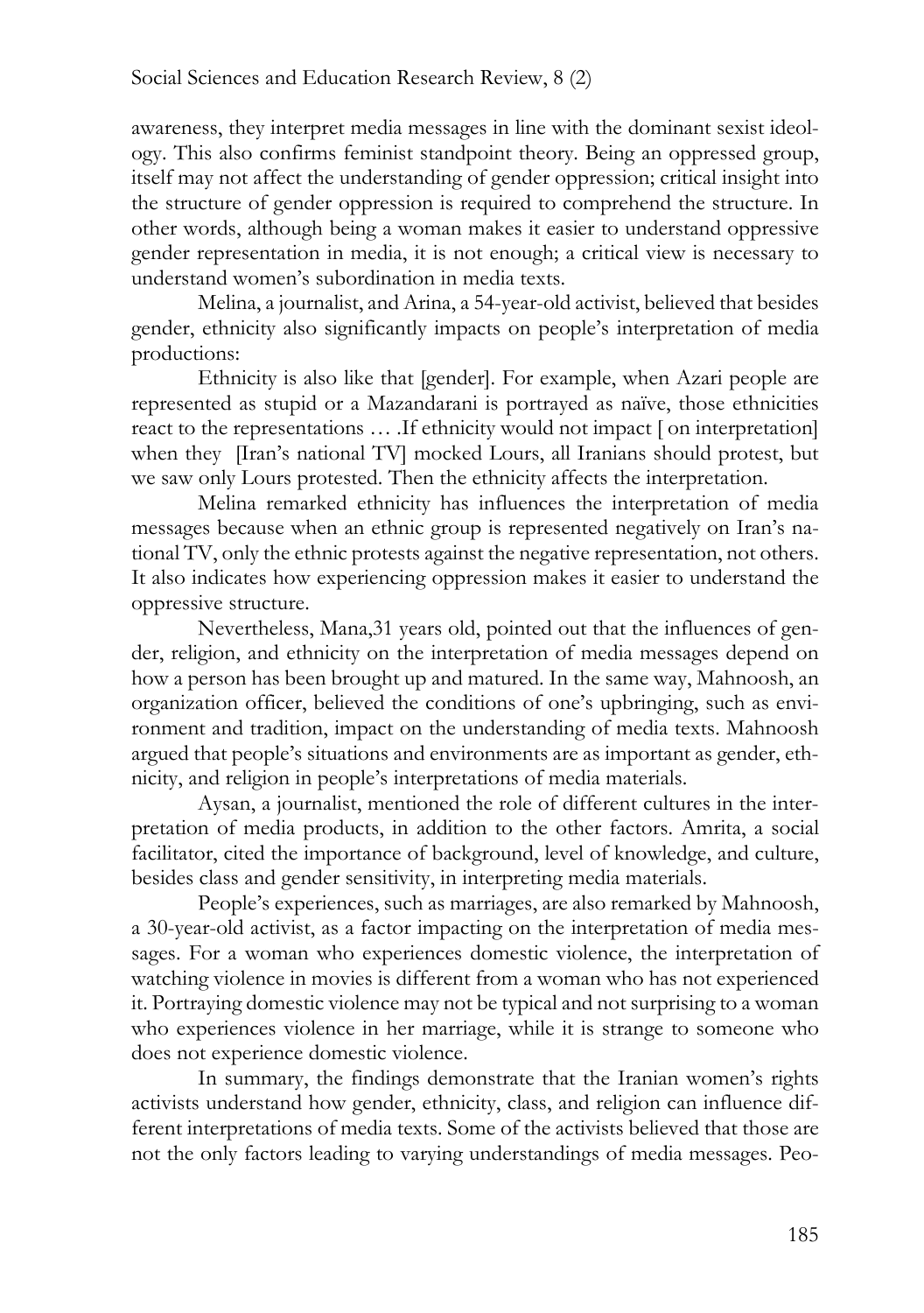awareness, they interpret media messages in line with the dominant sexist ideology. This also confirms feminist standpoint theory. Being an oppressed group, itself may not affect the understanding of gender oppression; critical insight into the structure of gender oppression is required to comprehend the structure. In other words, although being a woman makes it easier to understand oppressive gender representation in media, it is not enough; a critical view is necessary to understand women's subordination in media texts.

Melina, a journalist, and Arina, a 54-year-old activist, believed that besides gender, ethnicity also significantly impacts on people's interpretation of media productions:

Ethnicity is also like that [gender]. For example, when Azari people are represented as stupid or a Mazandarani is portrayed as naïve, those ethnicities react to the representations … .If ethnicity would not impact [ on interpretation] when they [Iran's national TV] mocked Lours, all Iranians should protest, but we saw only Lours protested. Then the ethnicity affects the interpretation.

Melina remarked ethnicity has influences the interpretation of media messages because when an ethnic group is represented negatively on Iran's national TV, only the ethnic protests against the negative representation, not others. It also indicates how experiencing oppression makes it easier to understand the oppressive structure.

Nevertheless, Mana,31 years old, pointed out that the influences of gender, religion, and ethnicity on the interpretation of media messages depend on how a person has been brought up and matured. In the same way, Mahnoosh, an organization officer, believed the conditions of one's upbringing, such as environment and tradition, impact on the understanding of media texts. Mahnoosh argued that people's situations and environments are as important as gender, ethnicity, and religion in people's interpretations of media materials.

Aysan, a journalist, mentioned the role of different cultures in the interpretation of media products, in addition to the other factors. Amrita, a social facilitator, cited the importance of background, level of knowledge, and culture, besides class and gender sensitivity, in interpreting media materials.

People's experiences, such as marriages, are also remarked by Mahnoosh, a 30-year-old activist, as a factor impacting on the interpretation of media messages. For a woman who experiences domestic violence, the interpretation of watching violence in movies is different from a woman who has not experienced it. Portraying domestic violence may not be typical and not surprising to a woman who experiences violence in her marriage, while it is strange to someone who does not experience domestic violence.

In summary, the findings demonstrate that the Iranian women's rights activists understand how gender, ethnicity, class, and religion can influence different interpretations of media texts. Some of the activists believed that those are not the only factors leading to varying understandings of media messages. Peo-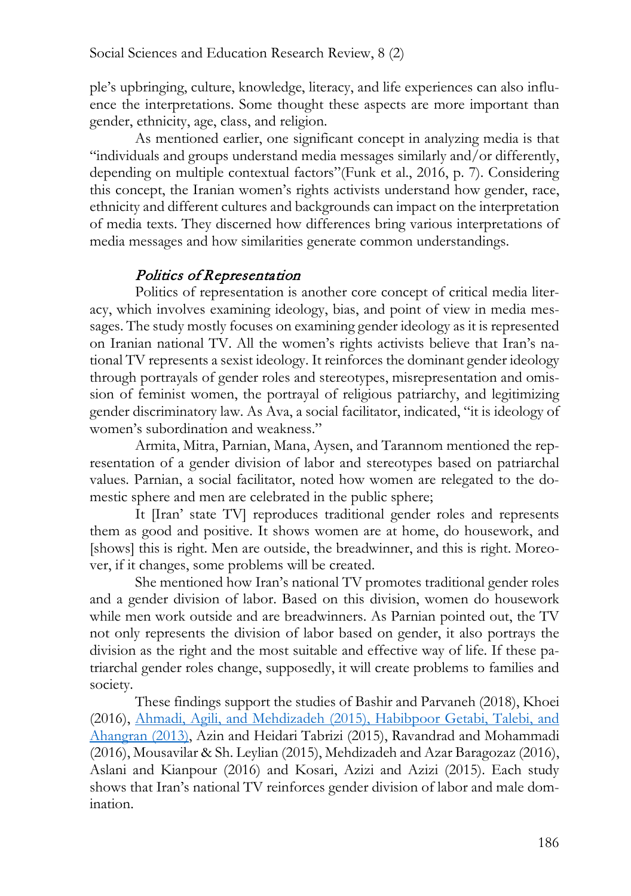ple's upbringing, culture, knowledge, literacy, and life experiences can also influence the interpretations. Some thought these aspects are more important than gender, ethnicity, age, class, and religion.

As mentioned earlier, one significant concept in analyzing media is that "individuals and groups understand media messages similarly and/or differently, depending on multiple contextual factors"(Funk et al., 2016, p. 7). Considering this concept, the Iranian women's rights activists understand how gender, race, ethnicity and different cultures and backgrounds can impact on the interpretation of media texts. They discerned how differences bring various interpretations of media messages and how similarities generate common understandings.

### *Politics of Representation*

Politics of representation is another core concept of critical media literacy, which involves examining ideology, bias, and point of view in media messages. The study mostly focuses on examining gender ideology as it is represented on Iranian national TV. All the women's rights activists believe that Iran's national TV represents a sexist ideology. It reinforces the dominant gender ideology through portrayals of gender roles and stereotypes, misrepresentation and omission of feminist women, the portrayal of religious patriarchy, and legitimizing gender discriminatory law. As Ava, a social facilitator, indicated, "it is ideology of women's subordination and weakness."

Armita, Mitra, Parnian, Mana, Aysen, and Tarannom mentioned the representation of a gender division of labor and stereotypes based on patriarchal values. Parnian, a social facilitator, noted how women are relegated to the domestic sphere and men are celebrated in the public sphere;

> It [Iran' state TV] reproduces traditional gender roles and represents them as good and positive. It shows women are at home, do housework, and [shows] this is right. Men are outside, the breadwinner, and this is right. Moreover, if it changes, some problems will be created.

She mentioned how Iran's national TV promotes traditional gender roles and a gender division of labor. Based on this division, women do housework while men work outside and are breadwinners. As Parnian pointed out, the TV not only represents the division of labor based on gender, it also portrays the division as the right and the most suitable and effective way of life. If these patriarchal gender roles change, supposedly, it will create problems to families and society.

These findings support the studies of Bashir and Parvaneh (2018), Khoei (2016), Ahmadi, Agili, and Mehdizadeh (2015), Habibpoor Getabi, Talebi, and Ahangran (2013), Azin and Heidari Tabrizi (2015), Ravandrad and Mohammadi (2016), Mousavilar & Sh. Leylian (2015), Mehdizadeh and Azar Baragozaz (2016), Aslani and Kianpour (2016) and Kosari, Azizi and Azizi (2015). Each study shows that Iran's national TV reinforces gender division of labor and male domination.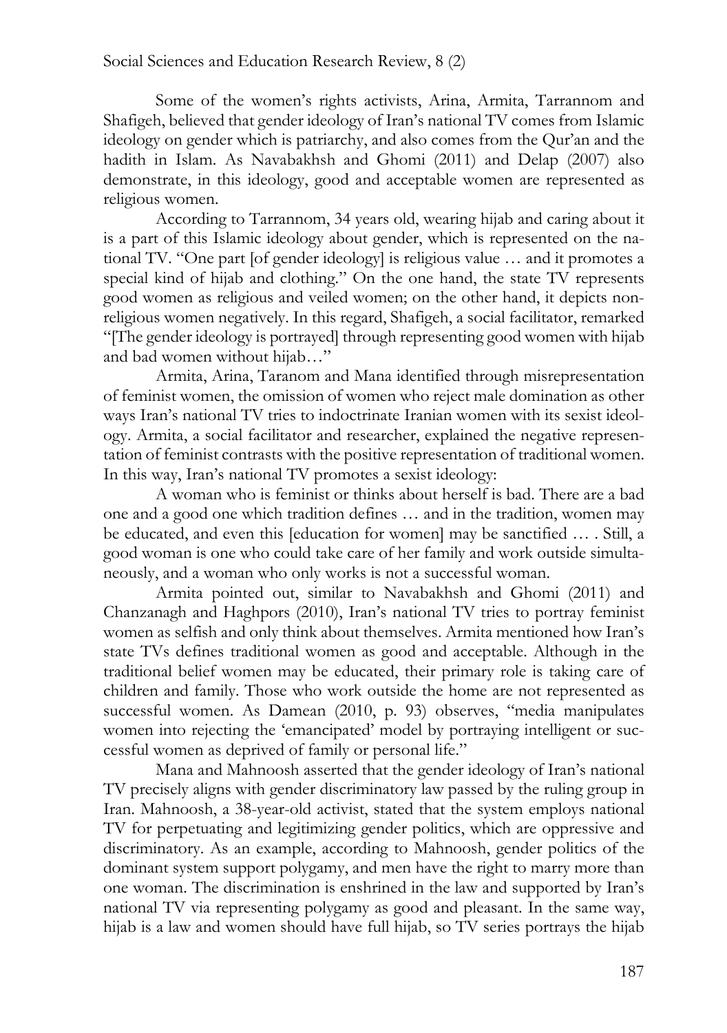Some of the women's rights activists, Arina, Armita, Tarrannom and Shafigeh, believed that gender ideology of Iran's national TV comes from Islamic ideology on gender which is patriarchy, and also comes from the Qur'an and the hadith in Islam. As Navabakhsh and Ghomi (2011) and Delap (2007) also demonstrate, in this ideology, good and acceptable women are represented as religious women.

According to Tarrannom, 34 years old, wearing hijab and caring about it is a part of this Islamic ideology about gender, which is represented on the national TV. "One part [of gender ideology] is religious value … and it promotes a special kind of hijab and clothing." On the one hand, the state TV represents good women as religious and veiled women; on the other hand, it depicts non-religious women negatively. In this regard, Shafigeh, a social facilitator, remarked "[The gender ideology is portrayed] through representing good women with hijab and bad women without hijab…"

Armita, Arina, Taranom and Mana identified through misrepresentation of feminist women, the omission of women who reject male domination as other ways Iran's national TV tries to indoctrinate Iranian women with its sexist ideology. Armita, a social facilitator and researcher, explained the negative representation of feminist contrasts with the positive representation of traditional women. In this way, Iran's national TV promotes a sexist ideology:

A woman who is feminist or thinks about herself is bad. There are a bad one and a good one which tradition defines … and in the tradition, women may be educated, and even this [education for women] may be sanctified … . Still, a good woman is one who could take care of her family and work outside simultaneously, and a woman who only works is not a successful woman.

Armita pointed out, similar to Navabakhsh and Ghomi (2011) and Chanzanagh and Haghpors (2010), Iran's national TV tries to portray feminist women as selfish and only think about themselves. Armita mentioned how Iran's state TVs defines traditional women as good and acceptable. Although in the traditional belief women may be educated, their primary role is taking care of children and family. Those who work outside the home are not represented as successful women. As Damean (2010, p. 93) observes, "media manipulates women into rejecting the 'emancipated' model by portraying intelligent or successful women as deprived of family or personal life."

Mana and Mahnoosh asserted that the gender ideology of Iran's national TV precisely aligns with gender discriminatory law passed by the ruling group in Iran. Mahnoosh, a 38-year-old activist, stated that the system employs national TV for perpetuating and legitimizing gender politics, which are oppressive and discriminatory. As an example, according to Mahnoosh, gender politics of the dominant system support polygamy, and men have the right to marry more than one woman. The discrimination is enshrined in the law and supported by Iran's national TV via representing polygamy as good and pleasant. In the same way, hijab is a law and women should have full hijab, so TV series portrays the hijab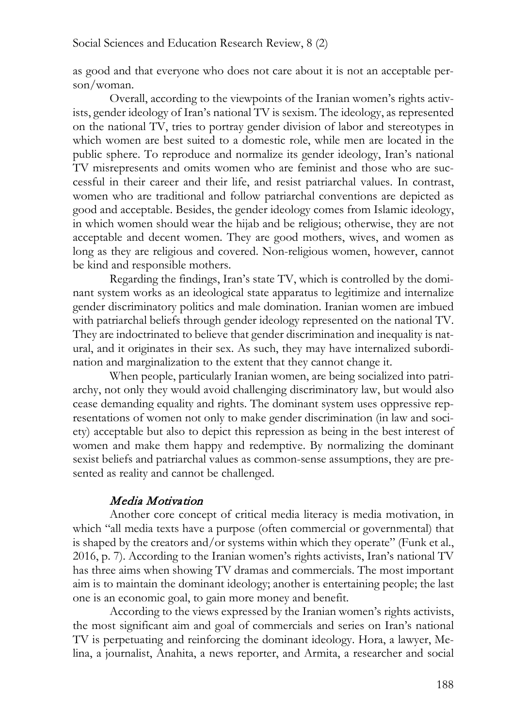as good and that everyone who does not care about it is not an acceptable person/woman.

Overall, according to the viewpoints of the Iranian women's rights activists, gender ideology of Iran's national TV is sexism. The ideology, as represented on the national TV, tries to portray gender division of labor and stereotypes in which women are best suited to a domestic role, while men are located in the public sphere. To reproduce and normalize its gender ideology, Iran's national TV misrepresents and omits women who are feminist and those who are successful in their career and their life, and resist patriarchal values. In contrast, women who are traditional and follow patriarchal conventions are depicted as good and acceptable. Besides, the gender ideology comes from Islamic ideology, in which women should wear the hijab and be religious; otherwise, they are not acceptable and decent women. They are good mothers, wives, and women as long as they are religious and covered. Non-religious women, however, cannot be kind and responsible mothers.

Regarding the findings, Iran's state TV, which is controlled by the dominant system works as an ideological state apparatus to legitimize and internalize gender discriminatory politics and male domination. Iranian women are imbued with patriarchal beliefs through gender ideology represented on the national TV. They are indoctrinated to believe that gender discrimination and inequality is natural, and it originates in their sex. As such, they may have internalized subordination and marginalization to the extent that they cannot change it.

When people, particularly Iranian women, are being socialized into patriarchy, not only they would avoid challenging discriminatory law, but would also cease demanding equality and rights. The dominant system uses oppressive representations of women not only to make gender discrimination (in law and society) acceptable but also to depict this repression as being in the best interest of women and make them happy and redemptive. By normalizing the dominant sexist beliefs and patriarchal values as common-sense assumptions, they are presented as reality and cannot be challenged.

### *Media Motivation*

Another core concept of critical media literacy is media motivation, in which "all media texts have a purpose (often commercial or governmental) that is shaped by the creators and/or systems within which they operate" (Funk et al., 2016, p. 7). According to the Iranian women's rights activists, Iran's national TV has three aims when showing TV dramas and commercials. The most important aim is to maintain the dominant ideology; another is entertaining people; the last one is an economic goal, to gain more money and benefit.

According to the views expressed by the Iranian women's rights activists, the most significant aim and goal of commercials and series on Iran's national TV is perpetuating and reinforcing the dominant ideology. Hora, a lawyer, Melina, a journalist, Anahita, a news reporter, and Armita, a researcher and social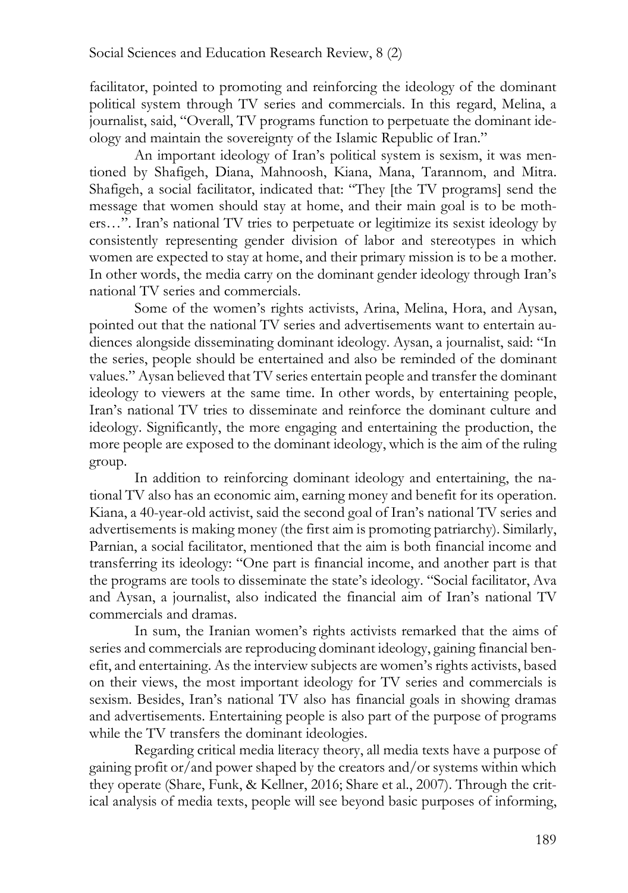facilitator, pointed to promoting and reinforcing the ideology of the dominant political system through TV series and commercials. In this regard, Melina, a journalist, said, "Overall, TV programs function to perpetuate the dominant ideology and maintain the sovereignty of the Islamic Republic of Iran."

An important ideology of Iran's political system is sexism, it was mentioned by Shafigeh, Diana, Mahnoosh, Kiana, Mana, Tarannom, and Mitra. Shafigeh, a social facilitator, indicated that: "They [the TV programs] send the message that women should stay at home, and their main goal is to be mothers…". Iran's national TV tries to perpetuate or legitimize its sexist ideology by consistently representing gender division of labor and stereotypes in which women are expected to stay at home, and their primary mission is to be a mother. In other words, the media carry on the dominant gender ideology through Iran's national TV series and commercials.

Some of the women's rights activists, Arina, Melina, Hora, and Aysan, pointed out that the national TV series and advertisements want to entertain audiences alongside disseminating dominant ideology. Aysan, a journalist, said: "In the series, people should be entertained and also be reminded of the dominant values." Aysan believed that TV series entertain people and transfer the dominant ideology to viewers at the same time. In other words, by entertaining people, Iran's national TV tries to disseminate and reinforce the dominant culture and ideology. Significantly, the more engaging and entertaining the production, the more people are exposed to the dominant ideology, which is the aim of the ruling group.

In addition to reinforcing dominant ideology and entertaining, the national TV also has an economic aim, earning money and benefit for its operation. Kiana, a 40-year-old activist, said the second goal of Iran's national TV series and advertisements is making money (the first aim is promoting patriarchy). Similarly, Parnian, a social facilitator, mentioned that the aim is both financial income and transferring its ideology: "One part is financial income, and another part is that the programs are tools to disseminate the state's ideology. "Social facilitator, Ava and Aysan, a journalist, also indicated the financial aim of Iran's national TV commercials and dramas.

In sum, the Iranian women's rights activists remarked that the aims of series and commercials are reproducing dominant ideology, gaining financial benefit, and entertaining. As the interview subjects are women's rights activists, based on their views, the most important ideology for TV series and commercials is sexism. Besides, Iran's national TV also has financial goals in showing dramas and advertisements. Entertaining people is also part of the purpose of programs while the TV transfers the dominant ideologies.

Regarding critical media literacy theory, all media texts have a purpose of gaining profit or/and power shaped by the creators and/or systems within which they operate (Share, Funk, & Kellner, 2016; Share et al., 2007). Through the critical analysis of media texts, people will see beyond basic purposes of informing,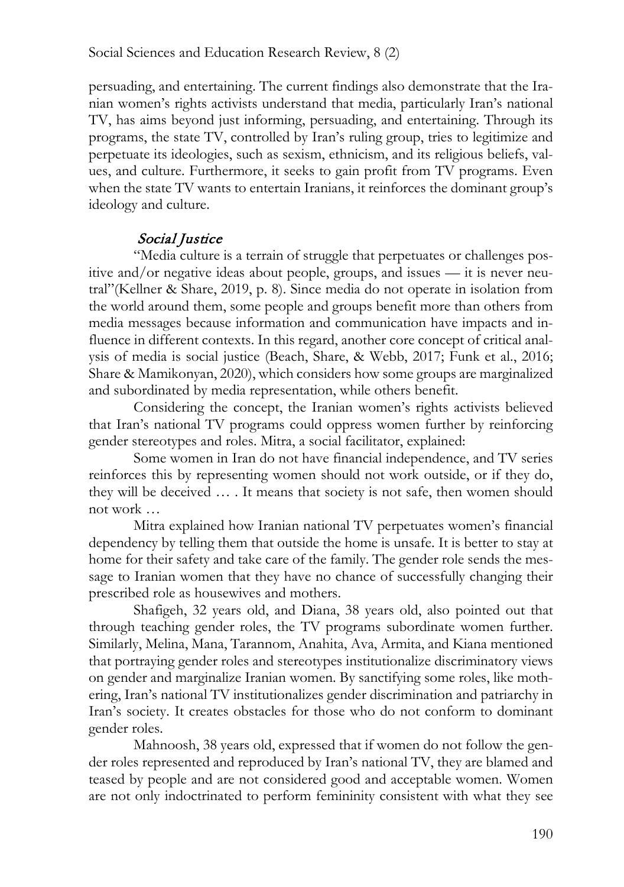persuading, and entertaining. The current findings also demonstrate that the Iranian women's rights activists understand that media, particularly Iran's national TV, has aims beyond just informing, persuading, and entertaining. Through its programs, the state TV, controlled by Iran's ruling group, tries to legitimize and perpetuate its ideologies, such as sexism, ethnicism, and its religious beliefs, values, and culture. Furthermore, it seeks to gain profit from TV programs. Even when the state TV wants to entertain Iranians, it reinforces the dominant group's ideology and culture.

### *Social Justice*

"Media culture is a terrain of struggle that perpetuates or challenges positive and/or negative ideas about people, groups, and issues — it is never neutral"(Kellner & Share, 2019, p. 8). Since media do not operate in isolation from the world around them, some people and groups benefit more than others from media messages because information and communication have impacts and influence in different contexts. In this regard, another core concept of critical analysis of media is social justice (Beach, Share, & Webb, 2017; Funk et al., 2016; Share & Mamikonyan, 2020), which considers how some groups are marginalized and subordinated by media representation, while others benefit.

Considering the concept, the Iranian women's rights activists believed that Iran's national TV programs could oppress women further by reinforcing gender stereotypes and roles. Mitra, a social facilitator, explained:

Some women in Iran do not have financial independence, and TV series reinforces this by representing women should not work outside, or if they do, they will be deceived … . It means that society is not safe, then women should not work …

Mitra explained how Iranian national TV perpetuates women's financial dependency by telling them that outside the home is unsafe. It is better to stay at home for their safety and take care of the family. The gender role sends the message to Iranian women that they have no chance of successfully changing their prescribed role as housewives and mothers.

Shafigeh, 32 years old, and Diana, 38 years old, also pointed out that through teaching gender roles, the TV programs subordinate women further. Similarly, Melina, Mana, Tarannom, Anahita, Ava, Armita, and Kiana mentioned that portraying gender roles and stereotypes institutionalize discriminatory views on gender and marginalize Iranian women. By sanctifying some roles, like mothering, Iran's national TV institutionalizes gender discrimination and patriarchy in Iran's society. It creates obstacles for those who do not conform to dominant gender roles.

Mahnoosh, 38 years old, expressed that if women do not follow the gender roles represented and reproduced by Iran's national TV, they are blamed and teased by people and are not considered good and acceptable women. Women are not only indoctrinated to perform femininity consistent with what they see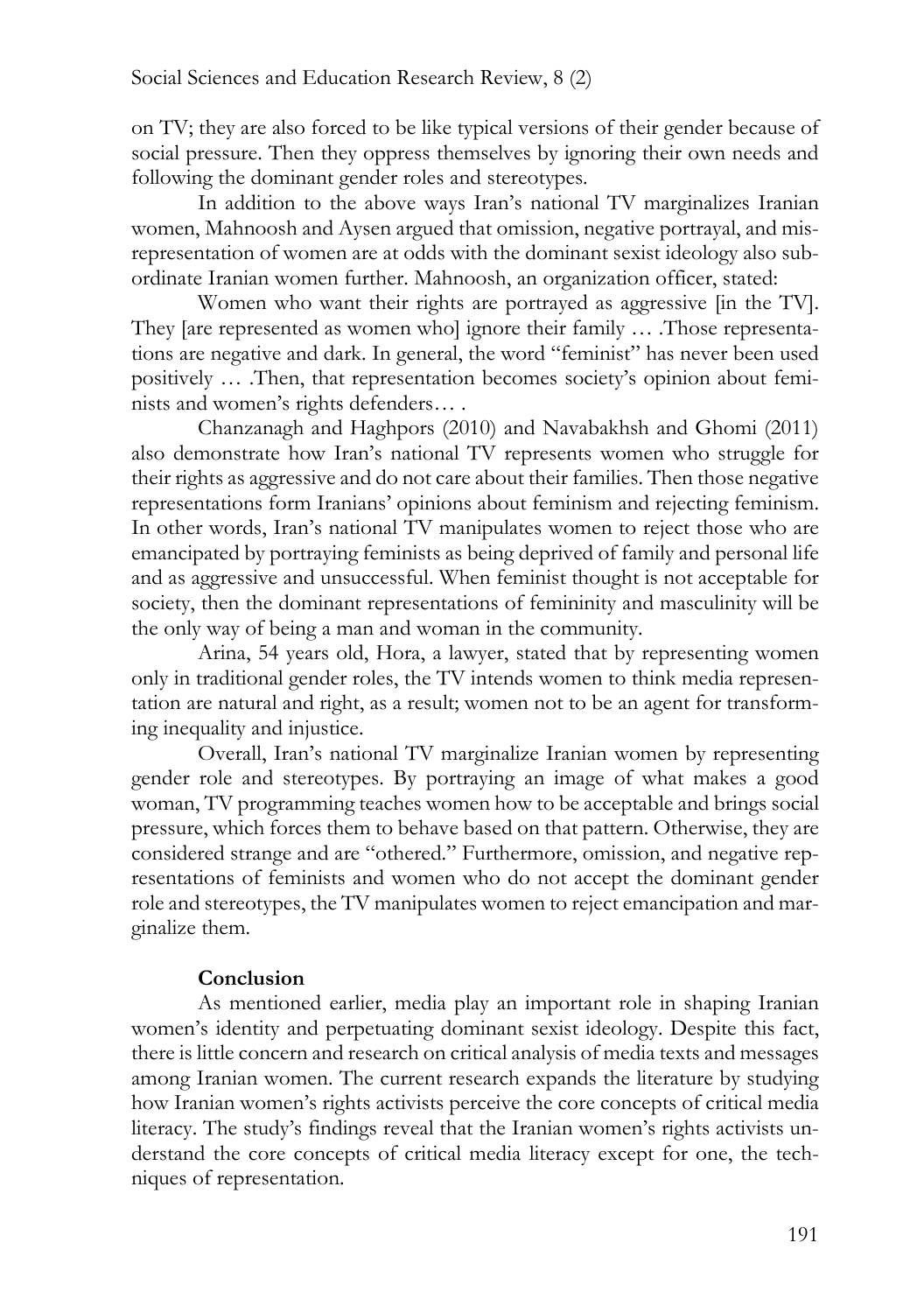on TV; they are also forced to be like typical versions of their gender because of social pressure. Then they oppress themselves by ignoring their own needs and following the dominant gender roles and stereotypes.

In addition to the above ways Iran's national TV marginalizes Iranian women, Mahnoosh and Aysen argued that omission, negative portrayal, and misrepresentation of women are at odds with the dominant sexist ideology also subordinate Iranian women further. Mahnoosh, an organization officer, stated:

Women who want their rights are portrayed as aggressive [in the TV]. They [are represented as women who] ignore their family … .Those representations are negative and dark. In general, the word "feminist" has never been used positively … .Then, that representation becomes society's opinion about feminists and women's rights defenders… .

Chanzanagh and Haghpors (2010) and Navabakhsh and Ghomi (2011) also demonstrate how Iran's national TV represents women who struggle for their rights as aggressive and do not care about their families. Then those negative representations form Iranians' opinions about feminism and rejecting feminism. In other words, Iran's national TV manipulates women to reject those who are emancipated by portraying feminists as being deprived of family and personal life and as aggressive and unsuccessful. When feminist thought is not acceptable for society, then the dominant representations of femininity and masculinity will be the only way of being a man and woman in the community.

Arina, 54 years old, Hora, a lawyer, stated that by representing women only in traditional gender roles, the TV intends women to think media representation are natural and right, as a result; women not to be an agent for transforming inequality and injustice.

Overall, Iran's national TV marginalize Iranian women by representing gender role and stereotypes. By portraying an image of what makes a good woman, TV programming teaches women how to be acceptable and brings social pressure, which forces them to behave based on that pattern. Otherwise, they are considered strange and are "othered." Furthermore, omission, and negative representations of feminists and women who do not accept the dominant gender role and stereotypes, the TV manipulates women to reject emancipation and marginalize them.

## Conclusion

As mentioned earlier, media play an important role in shaping Iranian women's identity and perpetuating dominant sexist ideology. Despite this fact, there is little concern and research on critical analysis of media texts and messages among Iranian women. The current research expands the literature by studying how Iranian women's rights activists perceive the core concepts of critical media literacy. The study's findings reveal that the Iranian women's rights activists understand the core concepts of critical media literacy except for one, the techniques of representation.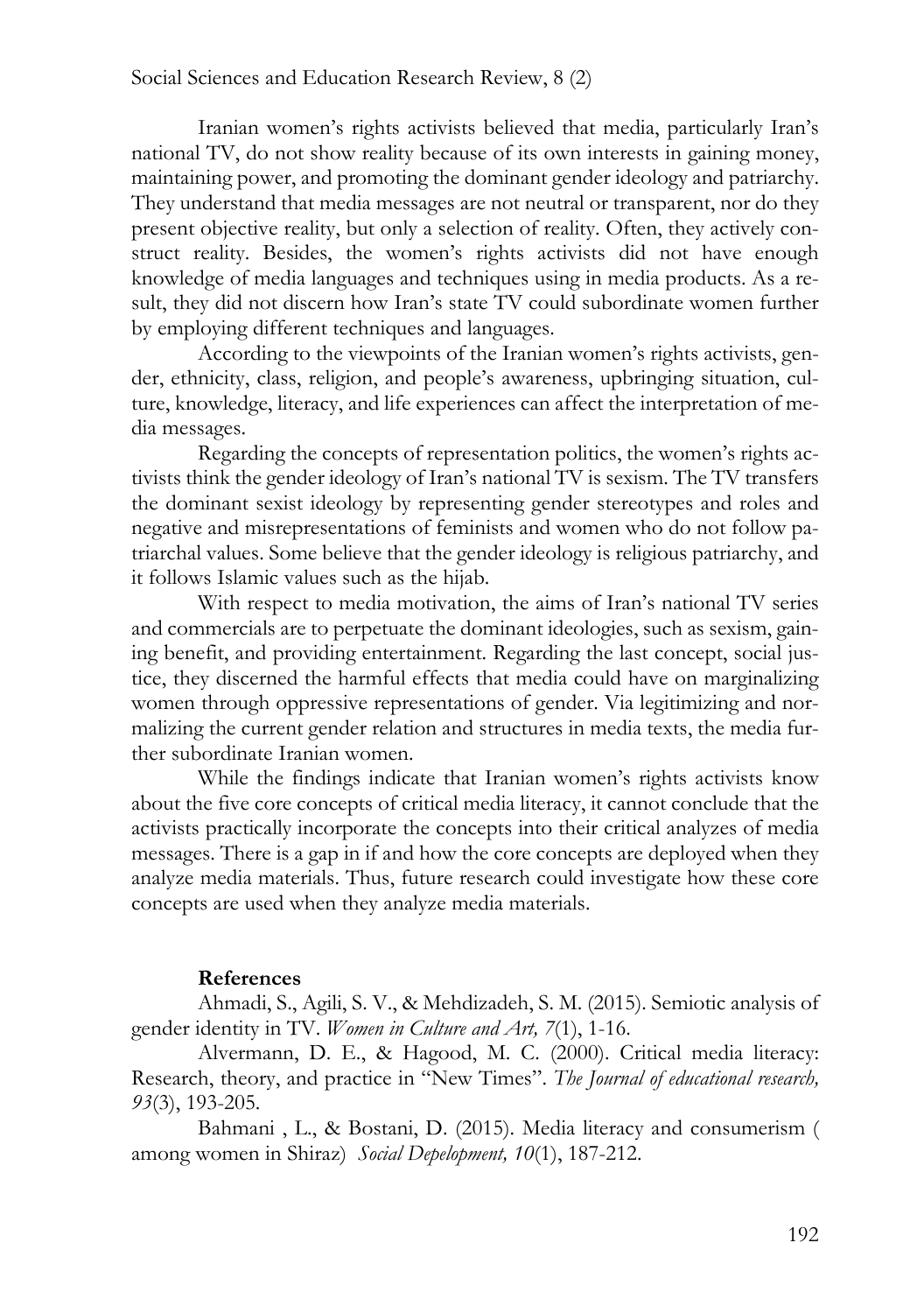Iranian women's rights activists believed that media, particularly Iran's national TV, do not show reality because of its own interests in gaining money, maintaining power, and promoting the dominant gender ideology and patriarchy. They understand that media messages are not neutral or transparent, nor do they present objective reality, but only a selection of reality. Often, they actively construct reality. Besides, the women's rights activists did not have enough knowledge of media languages and techniques using in media products. As a result, they did not discern how Iran's state TV could subordinate women further by employing different techniques and languages.

According to the viewpoints of the Iranian women's rights activists, gender, ethnicity, class, religion, and people's awareness, upbringing situation, culture, knowledge, literacy, and life experiences can affect the interpretation of media messages.

Regarding the concepts of representation politics, the women's rights activists think the gender ideology of Iran's national TV is sexism. The TV transfers the dominant sexist ideology by representing gender stereotypes and roles and negative and misrepresentations of feminists and women who do not follow patriarchal values. Some believe that the gender ideology is religious patriarchy, and it follows Islamic values such as the hijab.

With respect to media motivation, the aims of Iran's national TV series and commercials are to perpetuate the dominant ideologies, such as sexism, gaining benefit, and providing entertainment. Regarding the last concept, social justice, they discerned the harmful effects that media could have on marginalizing women through oppressive representations of gender. Via legitimizing and normalizing the current gender relation and structures in media texts, the media further subordinate Iranian women.

While the findings indicate that Iranian women's rights activists know about the five core concepts of critical media literacy, it cannot conclude that the activists practically incorporate the concepts into their critical analyzes of media messages. There is a gap in if and how the core concepts are deployed when they analyze media materials. Thus, future research could investigate how these core concepts are used when they analyze media materials.

## References

Ahmadi, S., Agili, S. V., & Mehdizadeh, S. M. (2015). Semiotic analysis of gender identity in TV. *Women in Culture and Art, 7*(1), 1-16.

Alvermann, D. E., & Hagood, M. C. (2000). Critical media literacy: Research, theory, and practice in "New Times". *The Journal of educational research, 93*(3), 193-205.

Bahmani , L., & Bostani, D. (2015). Media literacy and consumerism ( among women in Shiraz) *Social Depelopment, 10*(1), 187-212.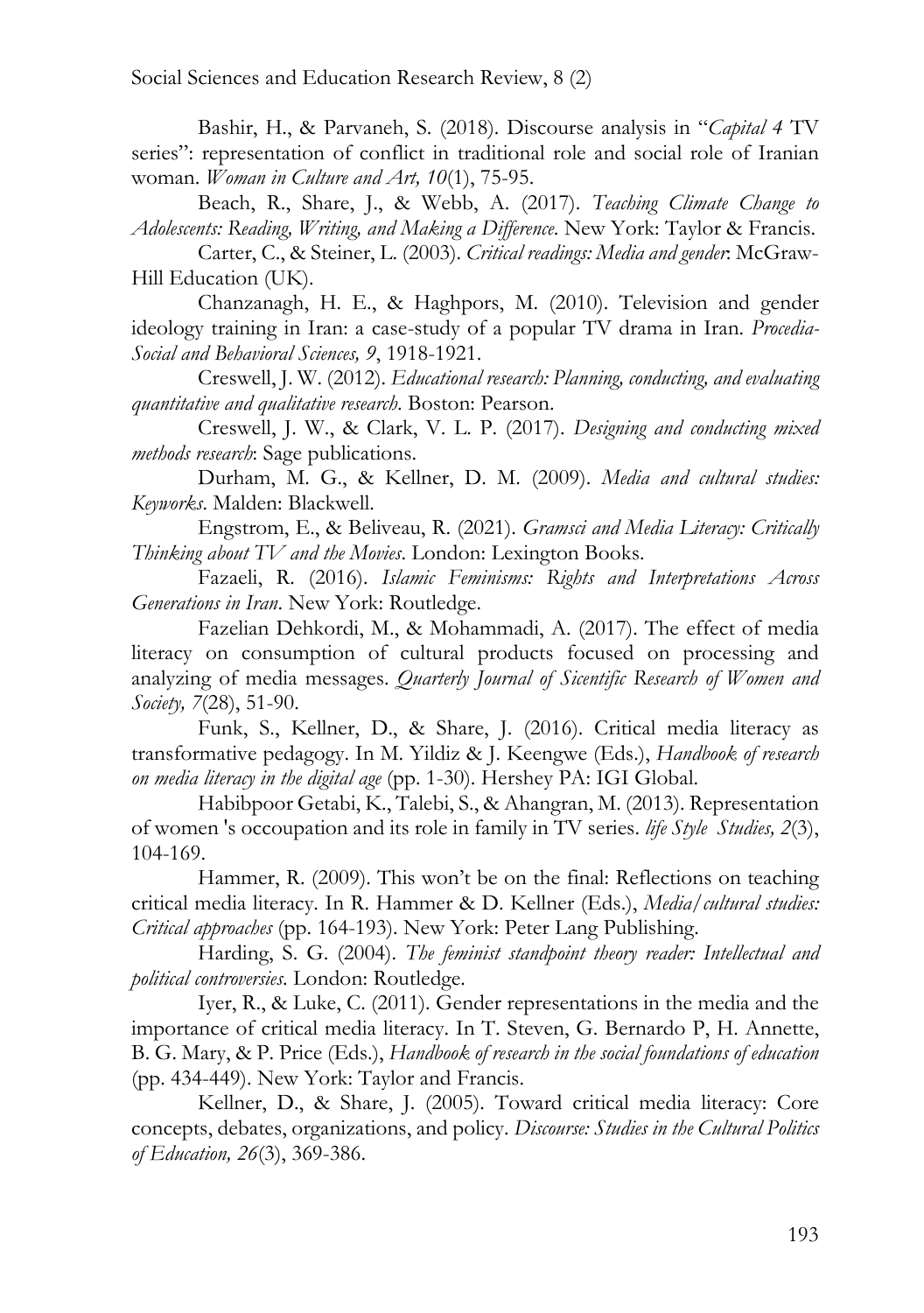Bashir, H., & Parvaneh, S. (2018). Discourse analysis in "*Capital 4* TV series": representation of conflict in traditional role and social role of Iranian woman. *Woman in Culture and Art, 10*(1), 75-95.

Beach, R., Share, J., & Webb, A. (2017). *Teaching Climate Change to Adolescents: Reading, Writing, and Making a Difference*. New York: Taylor & Francis.

Carter, C., & Steiner, L. (2003). *Critical readings: Media and gender*: McGraw-Hill Education (UK).

Chanzanagh, H. E., & Haghpors, M. (2010). Television and gender ideology training in Iran: a case-study of a popular TV drama in Iran. *Procedia-Social and Behavioral Sciences, 9*, 1918-1921.

Creswell, J. W. (2012). *Educational research: Planning, conducting, and evaluating quantitative and qualitative research*. Boston: Pearson.

Creswell, J. W., & Clark, V. L. P. (2017). *Designing and conducting mixed methods research*: Sage publications.

Durham, M. G., & Kellner, D. M. (2009). *Media and cultural studies: Keyworks*. Malden: Blackwell.

Engstrom, E., & Beliveau, R. (2021). *Gramsci and Media Literacy: Critically Thinking about TV and the Movies*. London: Lexington Books.

Fazaeli, R. (2016). *Islamic Feminisms: Rights and Interpretations Across Generations in Iran*. New York: Routledge.

Fazelian Dehkordi, M., & Mohammadi, A. (2017). The effect of media literacy on consumption of cultural products focused on processing and analyzing of media messages. *Quarterly Journal of Sicentific Research of Women and Society, 7*(28), 51-90.

Funk, S., Kellner, D., & Share, J. (2016). Critical media literacy as transformative pedagogy. In M. Yildiz & J. Keengwe (Eds.), *Handbook of research on media literacy in the digital age* (pp. 1-30). Hershey PA: IGI Global.

Habibpoor Getabi, K., Talebi, S., & Ahangran, M. (2013). Representation of women 's occoupation and its role in family in TV series. *life Style Studies, 2*(3), 104-169.

Hammer, R. (2009). This won't be on the final: Reflections on teaching critical media literacy. In R. Hammer & D. Kellner (Eds.), *Media/cultural studies: Critical approaches* (pp. 164-193). New York: Peter Lang Publishing.

Harding, S. G. (2004). *The feminist standpoint theory reader: Intellectual and political controversies*. London: Routledge.

Iyer, R., & Luke, C. (2011). Gender representations in the media and the importance of critical media literacy. In T. Steven, G. Bernardo P, H. Annette, B. G. Mary, & P. Price (Eds.), *Handbook of research in the social foundations of education* (pp. 434-449). New York: Taylor and Francis.

Kellner, D., & Share, J. (2005). Toward critical media literacy: Core concepts, debates, organizations, and policy. *Discourse: Studies in the Cultural Politics of Education, 26*(3), 369-386.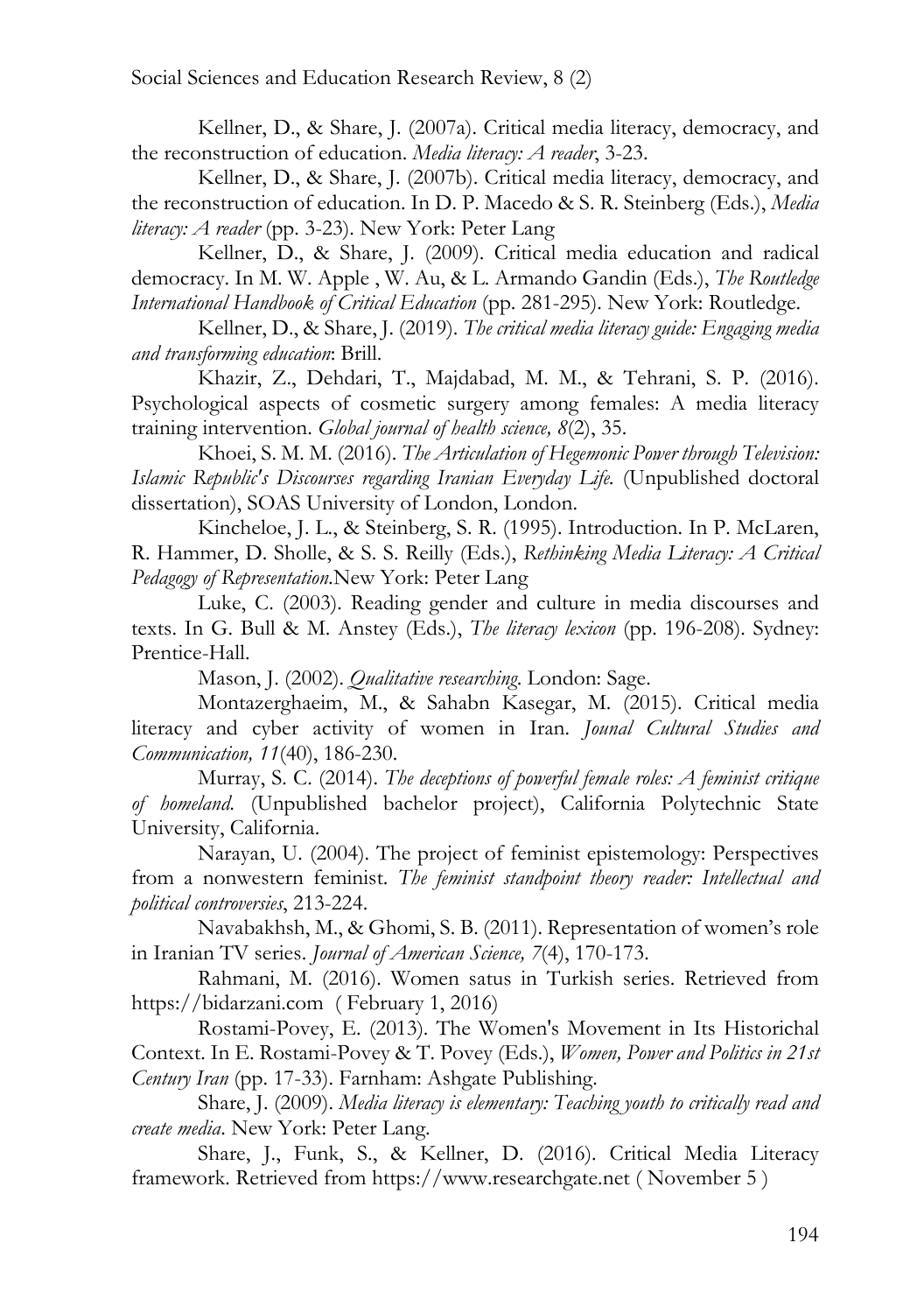Kellner, D., & Share, J. (2007a). Critical media literacy, democracy, and the reconstruction of education. *Media literacy: A reader*, 3-23.

Kellner, D., & Share, J. (2007b). Critical media literacy, democracy, and the reconstruction of education. In D. P. Macedo & S. R. Steinberg (Eds.), *Media literacy: A reader* (pp. 3-23). New York: Peter Lang

Kellner, D., & Share, J. (2009). Critical media education and radical democracy. In M. W. Apple , W. Au, & L. Armando Gandin (Eds.), *The Routledge International Handbook of Critical Education* (pp. 281-295). New York: Routledge.

Kellner, D., & Share, J. (2019). *The critical media literacy guide: Engaging media and transforming education*: Brill.

Khazir, Z., Dehdari, T., Majdabad, M. M., & Tehrani, S. P. (2016). Psychological aspects of cosmetic surgery among females: A media literacy training intervention. *Global journal of health science, 8*(2), 35.

Khoei, S. M. M. (2016). *The Articulation of Hegemonic Power through Television: Islamic Republic's Discourses regarding Iranian Everyday Life.* (Unpublished doctoral dissertation), SOAS University of London, London.

Kincheloe, J. L., & Steinberg, S. R. (1995). Introduction. In P. McLaren, R. Hammer, D. Sholle, & S. S. Reilly (Eds.), *Rethinking Media Literacy: A Critical Pedagogy of Representation.*New York: Peter Lang

Luke, C. (2003). Reading gender and culture in media discourses and texts. In G. Bull & M. Anstey (Eds.), *The literacy lexicon* (pp. 196-208). Sydney: Prentice-Hall.

Mason, J. (2002). *Qualitative researching*. London: Sage.

Montazerghaeim, M., & Sahabn Kasegar, M. (2015). Critical media literacy and cyber activity of women in Iran. *Jounal Cultural Studies and Communication, 11*(40), 186-230.

Murray, S. C. (2014). *The deceptions of powerful female roles: A feminist critique of homeland.* (Unpublished bachelor project), California Polytechnic State University, California.

Narayan, U. (2004). The project of feminist epistemology: Perspectives from a nonwestern feminist. *The feminist standpoint theory reader: Intellectual and political controversies*, 213-224.

Navabakhsh, M., & Ghomi, S. B. (2011). Representation of women's role in Iranian TV series. *Journal of American Science, 7*(4), 170-173.

Rahmani, M. (2016). Women satus in Turkish series. Retrieved from https://bidarzani.com ( February 1, 2016)

Rostami-Povey, E. (2013). The Women's Movement in Its Historichal Context. In E. Rostami-Povey & T. Povey (Eds.), *Women, Power and Politics in 21st Century Iran* (pp. 17-33). Farnham: Ashgate Publishing.

Share, J. (2009). *Media literacy is elementary: Teaching youth to critically read and create media*. New York: Peter Lang.

Share, J., Funk, S., & Kellner, D. (2016). Critical Media Literacy framework. Retrieved from https://www.researchgate.net ( November 5 )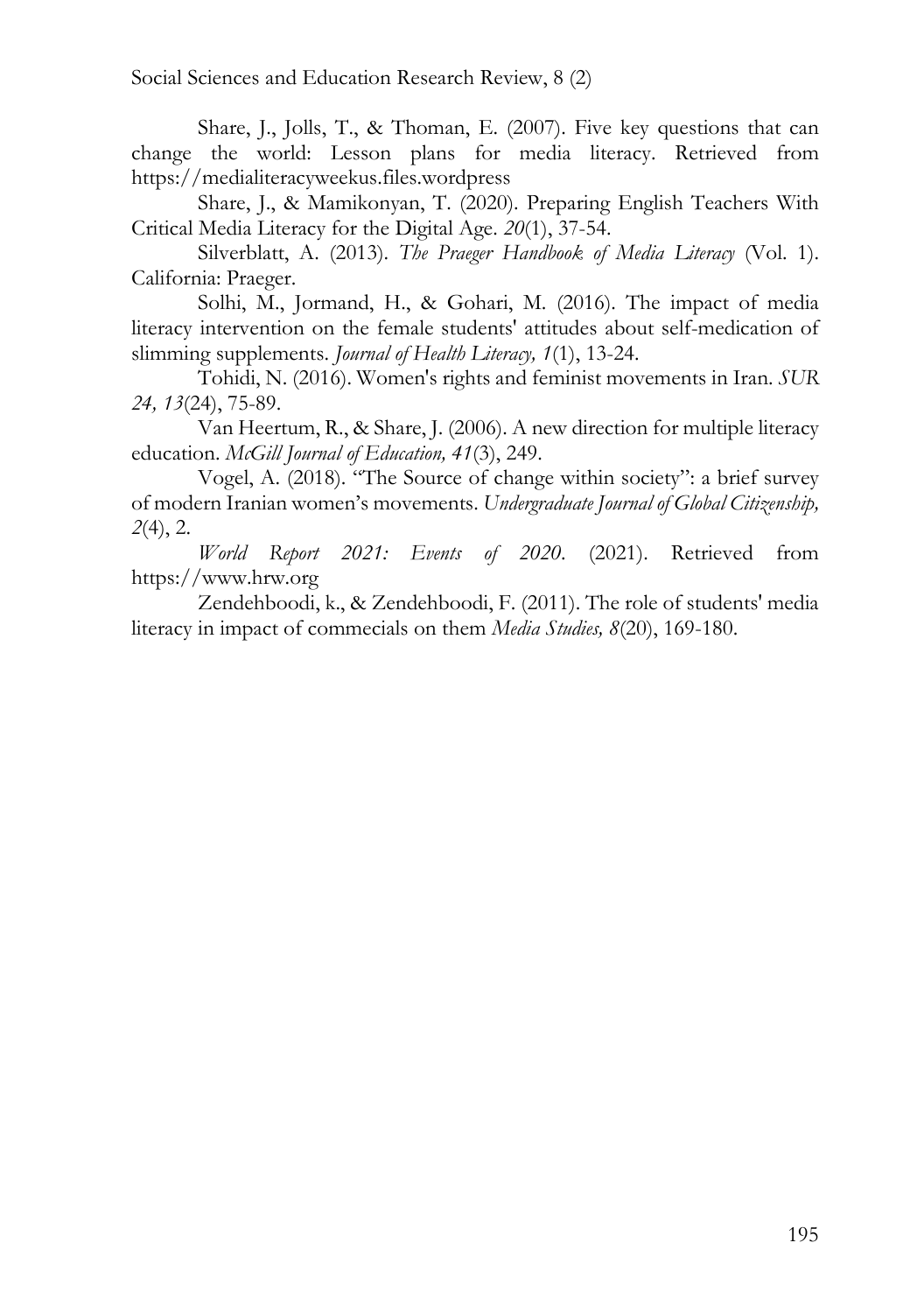Share, J., Jolls, T., & Thoman, E. (2007). Five key questions that can change the world: Lesson plans for media literacy. Retrieved from https://medialiteracyweekus.files.wordpress

Share, J., & Mamikonyan, T. (2020). Preparing English Teachers With Critical Media Literacy for the Digital Age. *20*(1), 37-54.

Silverblatt, A. (2013). *The Praeger Handbook of Media Literacy* (Vol. 1). California: Praeger.

Solhi, M., Jormand, H., & Gohari, M. (2016). The impact of media literacy intervention on the female students' attitudes about self-medication of slimming supplements. *Journal of Health Literacy, 1*(1), 13-24.

Tohidi, N. (2016). Women's rights and feminist movements in Iran. *SUR 24, 13*(24), 75-89.

Van Heertum, R., & Share, J. (2006). A new direction for multiple literacy education. *McGill Journal of Education, 41*(3), 249.

Vogel, A. (2018). "The Source of change within society": a brief survey of modern Iranian women's movements. *Undergraduate Journal of Global Citizenship, 2*(4), 2.

*World Report 2021: Events of 2020*. (2021). Retrieved from https://www.hrw.org

Zendehboodi, k., & Zendehboodi, F. (2011). The role of students' media literacy in impact of commecials on them *Media Studies, 8*(20), 169-180.